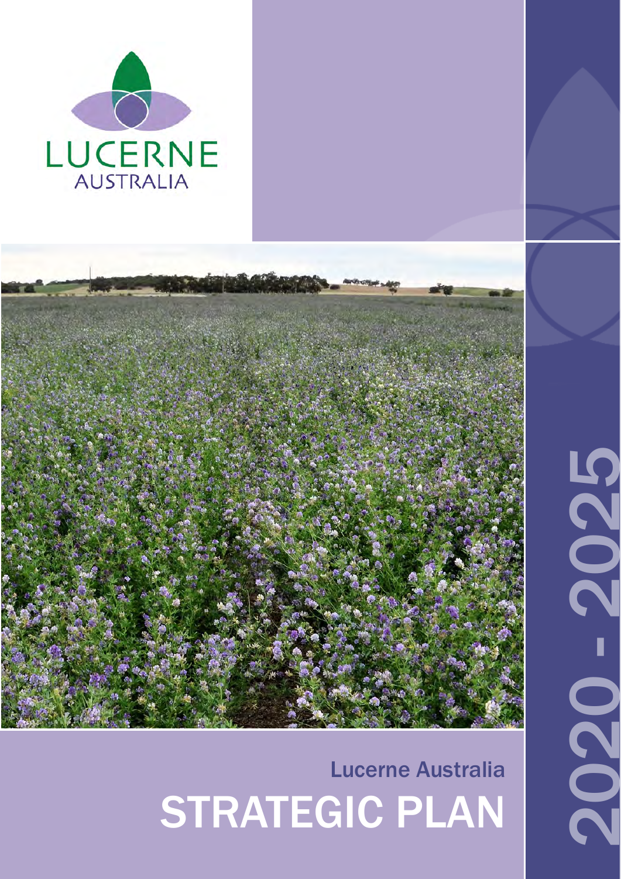LUCERNE
AUSTRALIA

Lucerne Australia

# STRATEGIC PLAN

2020 - 2025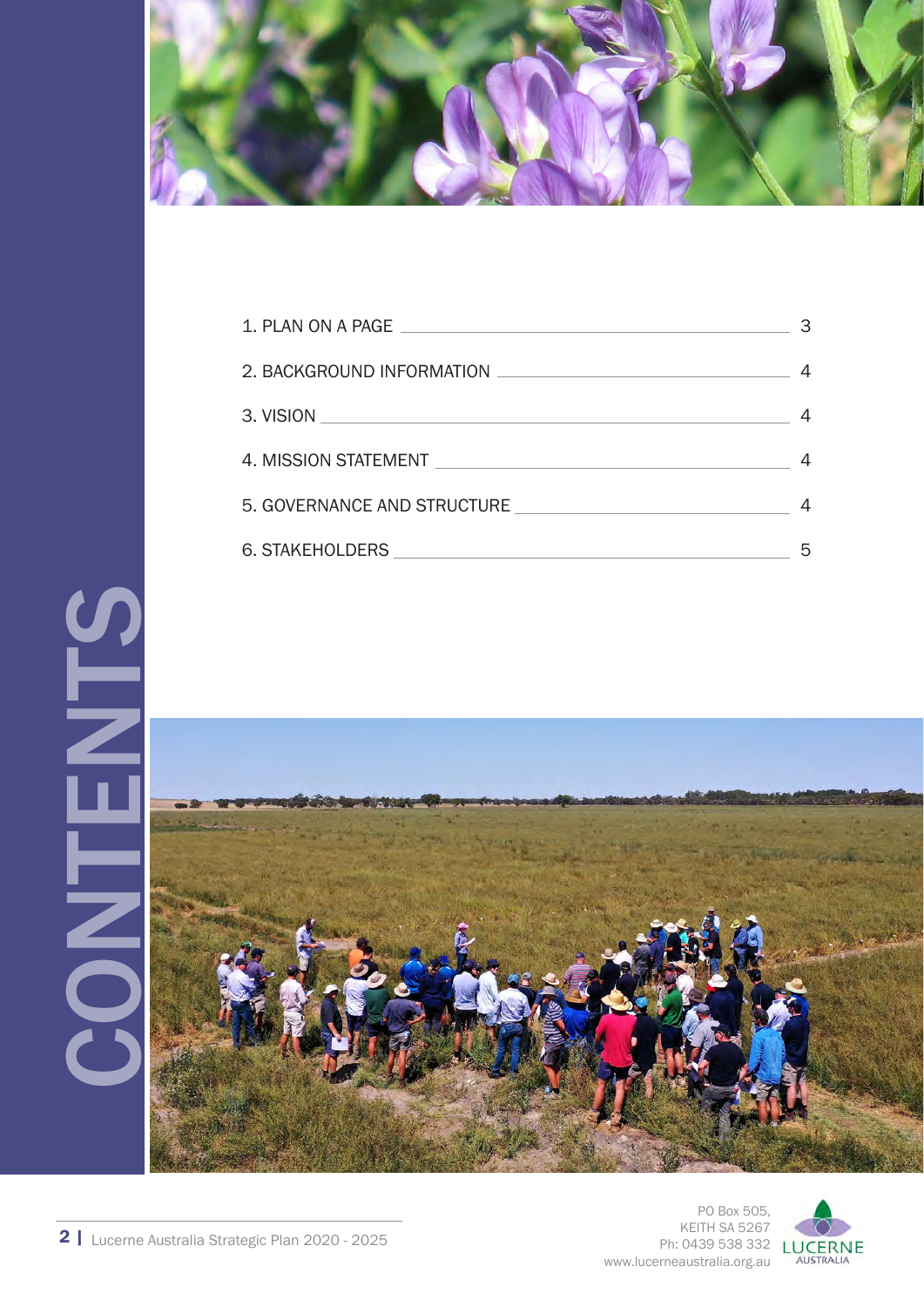# CONTENTS

| | |
|---|---|
| 1. PLAN ON A PAGE | 3 |
| 2. BACKGROUND INFORMATION | 4 |
| 3. VISION | 4 |
| 4. MISSION STATEMENT | 4 |
| 5. GOVERNANCE AND STRUCTURE | 4 |
| 6. STAKEHOLDERS | 5 |

PO Box 505,
KEITH SA 5267
Ph: 0439 538 332
www.lucerneaustralia.org.au

LUCERNE AUSTRALIA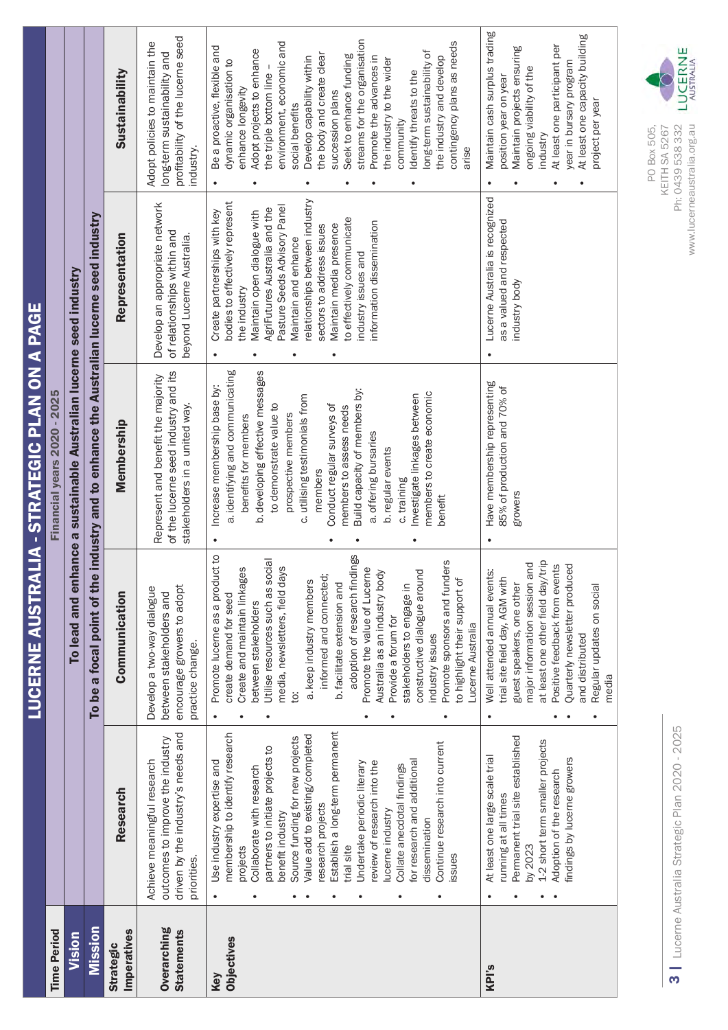# LUCERNE AUSTRALIA - STRATEGIC PLAN ON A PAGE

| Time Period | Financial years 2020 - 2025 | | | | |
|---|---|---|---|---|---|
| **Vision** | To lead and enhance a sustainable Australian lucerne seed industry | | | | |
| **Mission** | To be a focal point of the industry and to enhance the Australian lucerne seed industry | | | | |
| **Strategic Imperatives** | **Research** | **Communication** | **Membership** | **Representation** | **Sustainability** |
| **Overarching Statements** | Achieve meaningful research outcomes to improve the industry driven by the industry's needs and priorities. | Develop a two-way dialogue between stakeholders and encourage growers to adopt practice change. | Represent and benefit the majority of the lucerne seed industry and its stakeholders in a united way. | Develop an appropriate network of relationships within and beyond Lucerne Australia. | Adopt policies to maintain the long-term sustainability and profitability of the lucerne seed industry. |
| **Key Objectives** | • Use industry expertise and membership to identify research projects<br>• Collaborate with research partners to initiate projects to benefit industry<br>• Source funding for new projects<br>• Value add to existing/completed research projects<br>• Establish a long-term permanent trial site<br>• Undertake periodic literary review of research into the lucerne industry<br>• Collate anecdotal findings for research and additional dissemination<br>• Continue research into current issues | • Promote lucerne as a product to create demand for seed<br>• Create and maintain linkages between stakeholders<br>• Utilise resources such as social media, newsletters, field days to:<br>a. keep industry members informed and connected;<br>b. facilitate extension and adoption of research findings<br>• Promote the value of Lucerne Australia as an industry body<br>• Provide a forum for stakeholders to engage in constructive dialogue around industry issues<br>• Promote sponsors and funders to highlight their support of Lucerne Australia | • Increase membership base by:<br>a. identifying and communicating benefits for members<br>b. developing effective messages to demonstrate value to prospective members<br>c. utilising testimonials from members<br>• Conduct regular surveys of members to assess needs<br>• Build capacity of members by:<br>a. offering bursaries<br>b. regular events<br>c. training<br>• Investigate linkages between members to create economic benefit | • Create partnerships with key bodies to effectively represent the industry<br>• Maintain open dialogue with AgriFutures Australia and the Pasture Seeds Advisory Panel<br>• Maintain and enhance relationships between industry sectors to address issues<br>• Maintain media presence to effectively communicate industry issues and information dissemination | • Be a proactive, flexible and dynamic organisation to enhance longevity<br>• Adopt projects to enhance the triple bottom line – environment, economic and social benefits<br>• Develop capability within the body and create clear succession plans<br>• Seek to enhance funding streams for the organisation<br>• Promote the advances in the industry to the wider community<br>• Identify threats to the long-term sustainability of the industry and develop contingency plans as needs arise |
| **KPI's** | • At least one large scale trial running at all times<br>• Permanent trial site established by 2023<br>• 1-2 short term smaller projects<br>• Adoption of the research findings by lucerne growers | • Well attended annual events: trial site field day, AGM with guest speakers, one other major information session and at least one other field day/trip<br>• Positive feedback from events<br>• Quarterly newsletter produced and distributed<br>• Regular updates on social media | • Have membership representing 85% of production and 70% of growers | • Lucerne Australia is recognized as a valued and respected industry body | • Maintain cash surplus trading position year on year<br>• Maintain projects ensuring ongoing viability of the industry<br>• At least one participant per year in bursary program<br>• At least one capacity building project per year |

PO Box 505,
KEITH SA 5267
Ph: 0439 538 332
www.lucerneaustralia.org.au

LUCERNE AUSTRALIA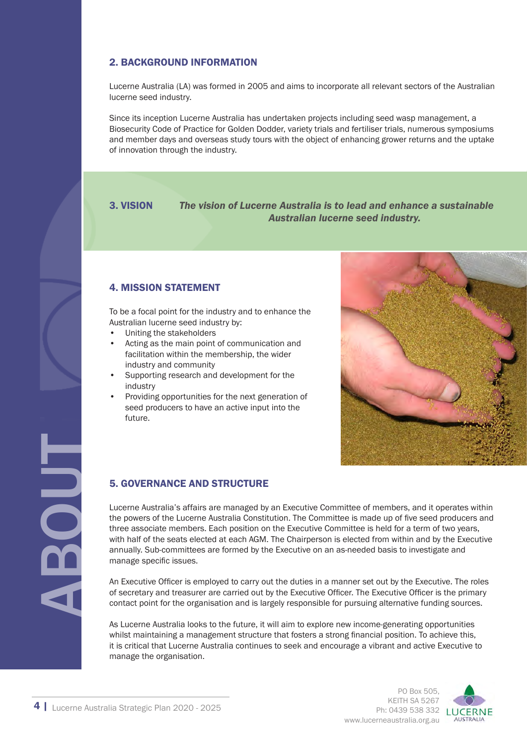## 2. BACKGROUND INFORMATION

Lucerne Australia (LA) was formed in 2005 and aims to incorporate all relevant sectors of the Australian lucerne seed industry.

Since its inception Lucerne Australia has undertaken projects including seed wasp management, a Biosecurity Code of Practice for Golden Dodder, variety trials and fertiliser trials, numerous symposiums and member days and overseas study tours with the object of enhancing grower returns and the uptake of innovation through the industry.

## 3. VISION

***The vision of Lucerne Australia is to lead and enhance a sustainable Australian lucerne seed industry.***

## 4. MISSION STATEMENT

To be a focal point for the industry and to enhance the Australian lucerne seed industry by:

- Uniting the stakeholders
- Acting as the main point of communication and facilitation within the membership, the wider industry and community
- Supporting research and development for the industry
- Providing opportunities for the next generation of seed producers to have an active input into the future.

## 5. GOVERNANCE AND STRUCTURE

Lucerne Australia's affairs are managed by an Executive Committee of members, and it operates within the powers of the Lucerne Australia Constitution. The Committee is made up of five seed producers and three associate members. Each position on the Executive Committee is held for a term of two years, with half of the seats elected at each AGM. The Chairperson is elected from within and by the Executive annually. Sub-committees are formed by the Executive on an as-needed basis to investigate and manage specific issues.

An Executive Officer is employed to carry out the duties in a manner set out by the Executive. The roles of secretary and treasurer are carried out by the Executive Officer. The Executive Officer is the primary contact point for the organisation and is largely responsible for pursuing alternative funding sources.

As Lucerne Australia looks to the future, it will aim to explore new income-generating opportunities whilst maintaining a management structure that fosters a strong financial position. To achieve this, it is critical that Lucerne Australia continues to seek and encourage a vibrant and active Executive to manage the organisation.

PO Box 505,
KEITH SA 5267
Ph: 0439 538 332
www.lucerneaustralia.org.au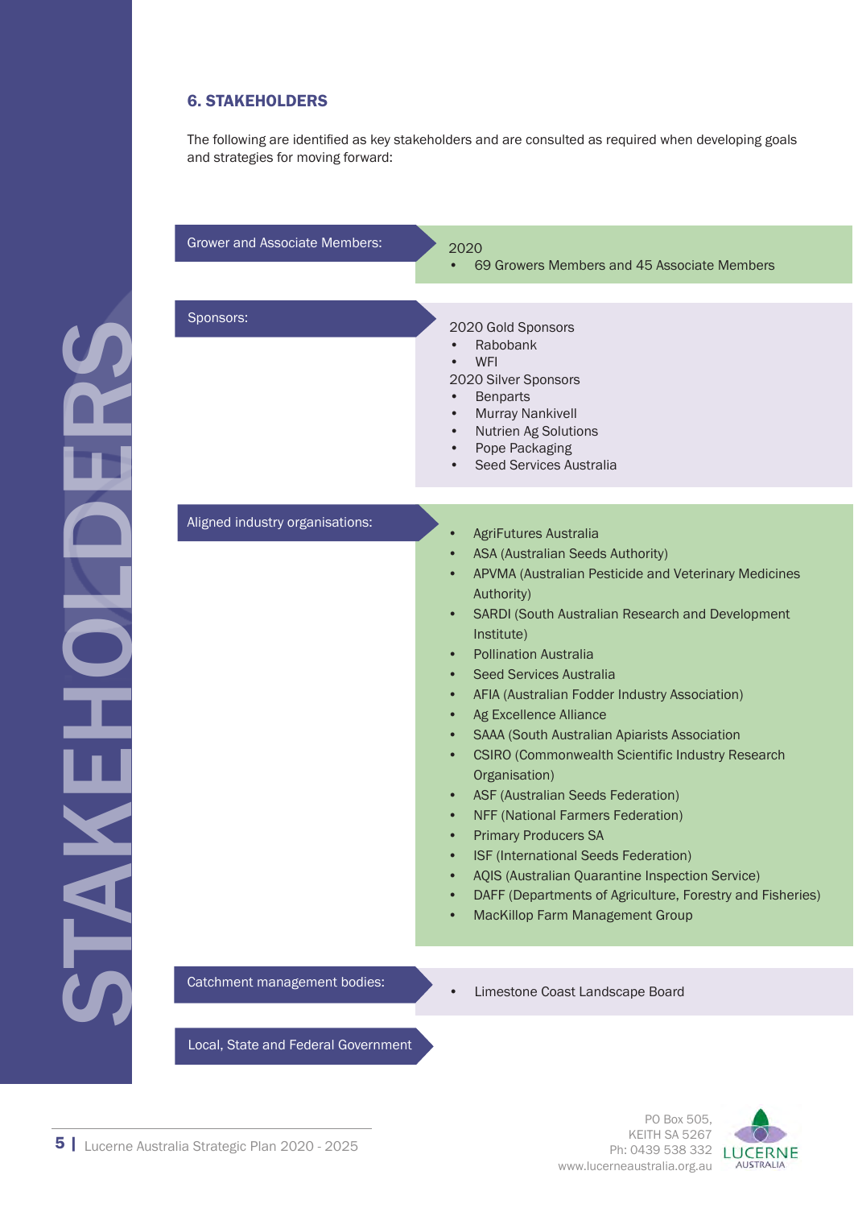## 6. STAKEHOLDERS

The following are identified as key stakeholders and are consulted as required when developing goals and strategies for moving forward:

**Grower and Associate Members:**

2020

- 69 Growers Members and 45 Associate Members

**Sponsors:**

2020 Gold Sponsors

- Rabobank
- WFI

2020 Silver Sponsors

- Benparts
- Murray Nankivell
- Nutrien Ag Solutions
- Pope Packaging
- Seed Services Australia

**Aligned industry organisations:**

- AgriFutures Australia
- ASA (Australian Seeds Authority)
- APVMA (Australian Pesticide and Veterinary Medicines Authority)
- SARDI (South Australian Research and Development Institute)
- Pollination Australia
- Seed Services Australia
- AFIA (Australian Fodder Industry Association)
- Ag Excellence Alliance
- SAAA (South Australian Apiarists Association
- CSIRO (Commonwealth Scientific Industry Research Organisation)
- ASF (Australian Seeds Federation)
- NFF (National Farmers Federation)
- Primary Producers SA
- ISF (International Seeds Federation)
- AQIS (Australian Quarantine Inspection Service)
- DAFF (Departments of Agriculture, Forestry and Fisheries)
- MacKillop Farm Management Group

**Catchment management bodies:**

- Limestone Coast Landscape Board

**Local, State and Federal Government**

PO Box 505,
KEITH SA 5267
Ph: 0439 538 332
www.lucerneaustralia.org.au